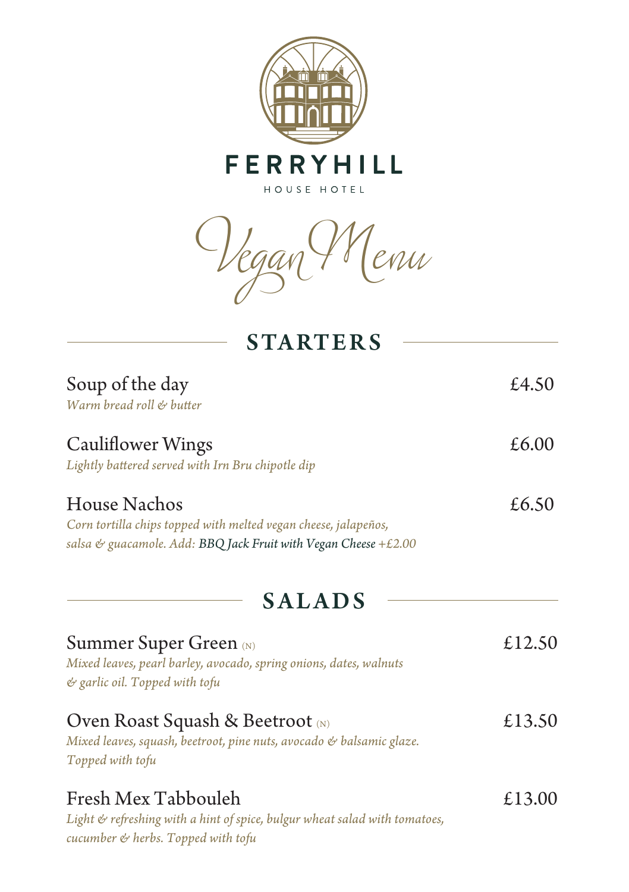# FERRYHILL

HOUSE HOTEL

## Vegan Menu

## STARTERS

**Soup of the day** — £4.50
*Warm bread roll & butter*

**Cauliflower Wings** — £6.00
*Lightly battered served with Irn Bru chipotle dip*

**House Nachos** — £6.50
*Corn tortilla chips topped with melted vegan cheese, jalapeños, salsa & guacamole. Add: BBQ Jack Fruit with Vegan Cheese +£2.00*

## SALADS

**Summer Super Green** (N) — £12.50
*Mixed leaves, pearl barley, avocado, spring onions, dates, walnuts & garlic oil. Topped with tofu*

**Oven Roast Squash & Beetroot** (N) — £13.50
*Mixed leaves, squash, beetroot, pine nuts, avocado & balsamic glaze. Topped with tofu*

**Fresh Mex Tabbouleh** — £13.00
*Light & refreshing with a hint of spice, bulgur wheat salad with tomatoes, cucumber & herbs. Topped with tofu*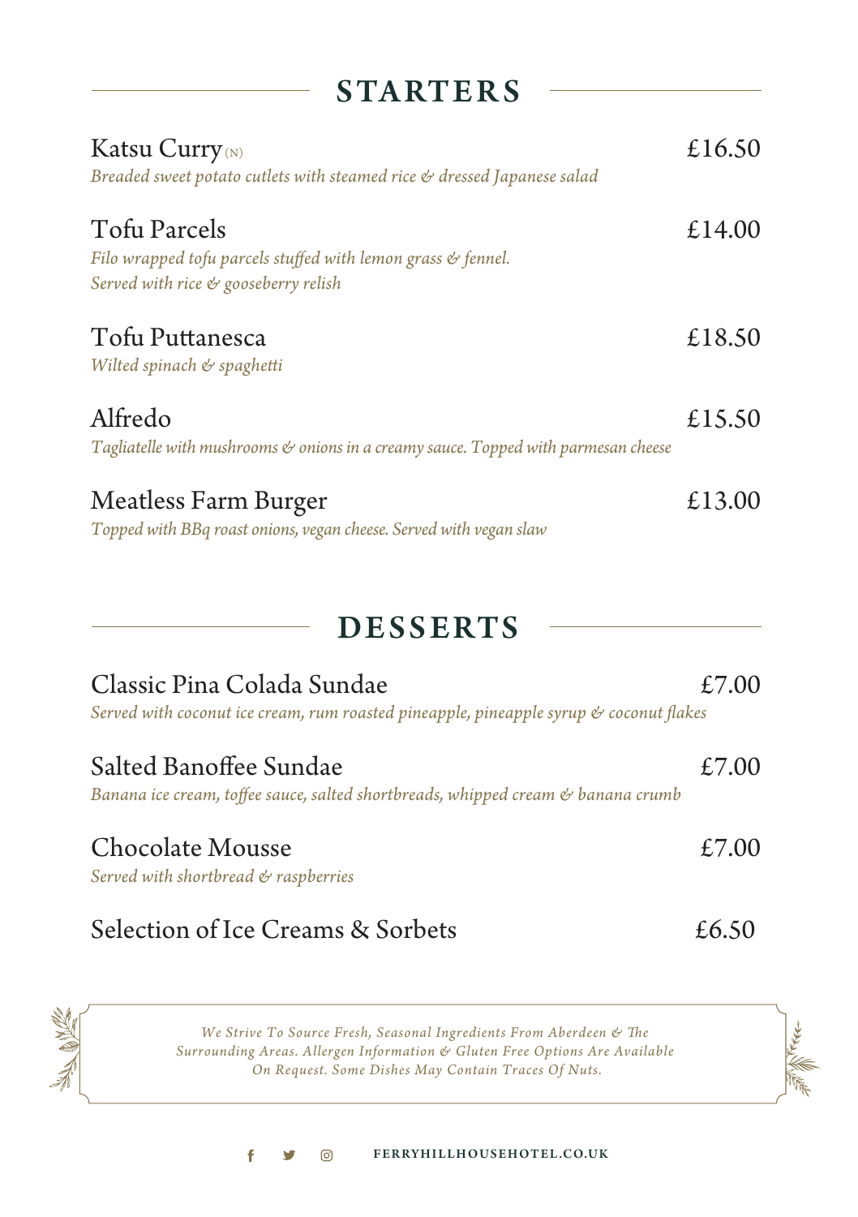## STARTERS

**Katsu Curry** (N) — £16.50
*Breaded sweet potato cutlets with steamed rice & dressed Japanese salad*

**Tofu Parcels** — £14.00
*Filo wrapped tofu parcels stuffed with lemon grass & fennel.*
*Served with rice & gooseberry relish*

**Tofu Puttanesca** — £18.50
*Wilted spinach & spaghetti*

**Alfredo** — £15.50
*Tagliatelle with mushrooms & onions in a creamy sauce. Topped with parmesan cheese*

**Meatless Farm Burger** — £13.00
*Topped with BBq roast onions, vegan cheese. Served with vegan slaw*

## DESSERTS

**Classic Pina Colada Sundae** — £7.00
*Served with coconut ice cream, rum roasted pineapple, pineapple syrup & coconut flakes*

**Salted Banoffee Sundae** — £7.00
*Banana ice cream, toffee sauce, salted shortbreads, whipped cream & banana crumb*

**Chocolate Mousse** — £7.00
*Served with shortbread & raspberries*

**Selection of Ice Creams & Sorbets** — £6.50

*We Strive To Source Fresh, Seasonal Ingredients From Aberdeen & The Surrounding Areas. Allergen Information & Gluten Free Options Are Available On Request. Some Dishes May Contain Traces Of Nuts.*

FERRYHILLHOUSEHOTEL.CO.UK